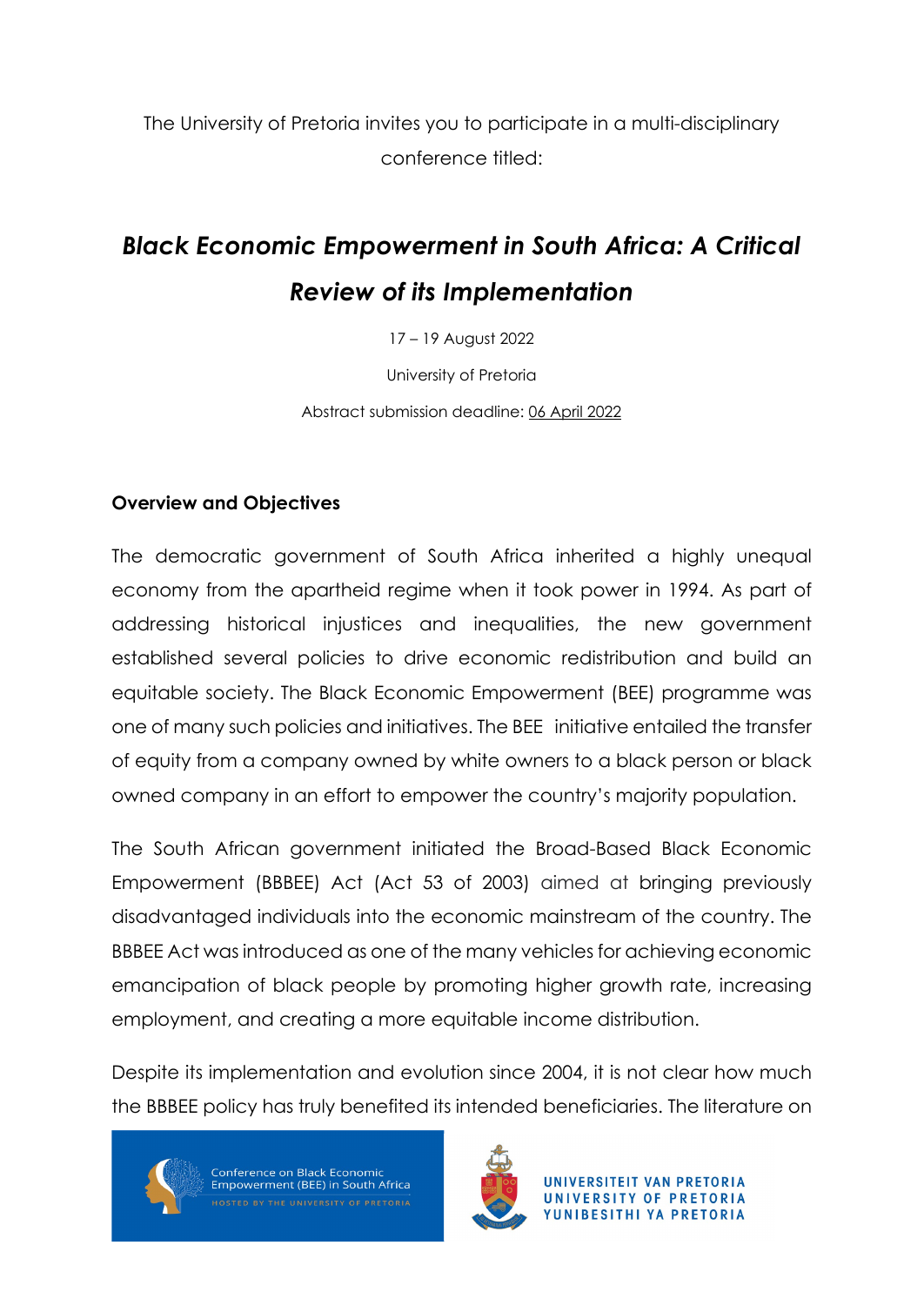The University of Pretoria invites you to participate in a multi-disciplinary conference titled:

# *Black Economic Empowerment in South Africa: A Critical Review of its Implementation*

17 – 19 August 2022

University of Pretoria

Abstract submission deadline: 06 April 2022

## Overview and Objectives

The democratic government of South Africa inherited a highly unequal economy from the apartheid regime when it took power in 1994. As part of addressing historical injustices and inequalities, the new government established several policies to drive economic redistribution and build an equitable society. The Black Economic Empowerment (BEE) programme was one of many such policies and initiatives. The BEE initiative entailed the transfer of equity from a company owned by white owners to a black person or black owned company in an effort to empower the country's majority population.

The South African government initiated the Broad-Based Black Economic Empowerment (BBBEE) Act (Act 53 of 2003) aimed at bringing previously disadvantaged individuals into the economic mainstream of the country. The BBBEE Act was introduced as one of the many vehicles for achieving economic emancipation of black people by promoting higher growth rate, increasing employment, and creating a more equitable income distribution.

Despite its implementation and evolution since 2004, it is not clear how much the BBBEE policy has truly benefited its intended beneficiaries. The literature on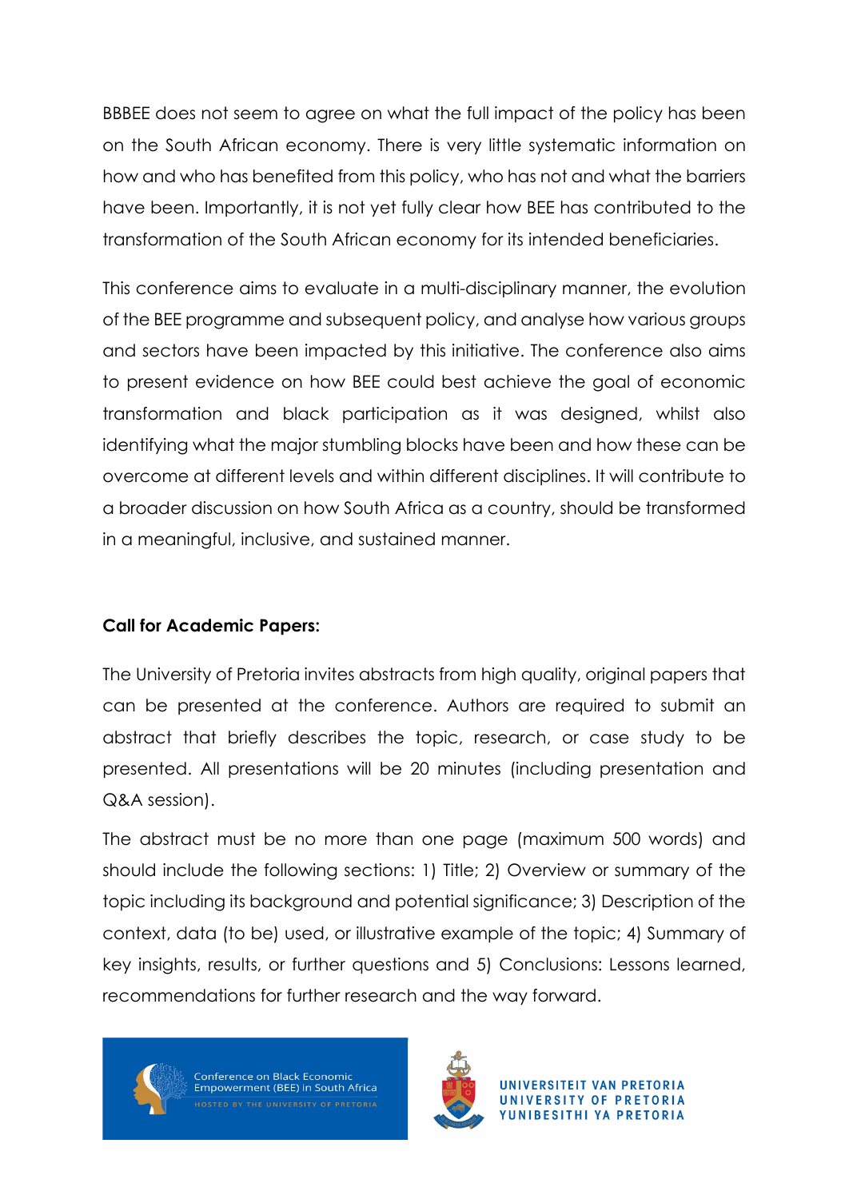BBBEE does not seem to agree on what the full impact of the policy has been on the South African economy. There is very little systematic information on how and who has benefited from this policy, who has not and what the barriers have been. Importantly, it is not yet fully clear how BEE has contributed to the transformation of the South African economy for its intended beneficiaries.

This conference aims to evaluate in a multi-disciplinary manner, the evolution of the BEE programme and subsequent policy, and analyse how various groups and sectors have been impacted by this initiative. The conference also aims to present evidence on how BEE could best achieve the goal of economic transformation and black participation as it was designed, whilst also identifying what the major stumbling blocks have been and how these can be overcome at different levels and within different disciplines. It will contribute to a broader discussion on how South Africa as a country, should be transformed in a meaningful, inclusive, and sustained manner.

**Call for Academic Papers:**

The University of Pretoria invites abstracts from high quality, original papers that can be presented at the conference. Authors are required to submit an abstract that briefly describes the topic, research, or case study to be presented. All presentations will be 20 minutes (including presentation and Q&A session).

The abstract must be no more than one page (maximum 500 words) and should include the following sections: 1) Title; 2) Overview or summary of the topic including its background and potential significance; 3) Description of the context, data (to be) used, or illustrative example of the topic; 4) Summary of key insights, results, or further questions and 5) Conclusions: Lessons learned, recommendations for further research and the way forward.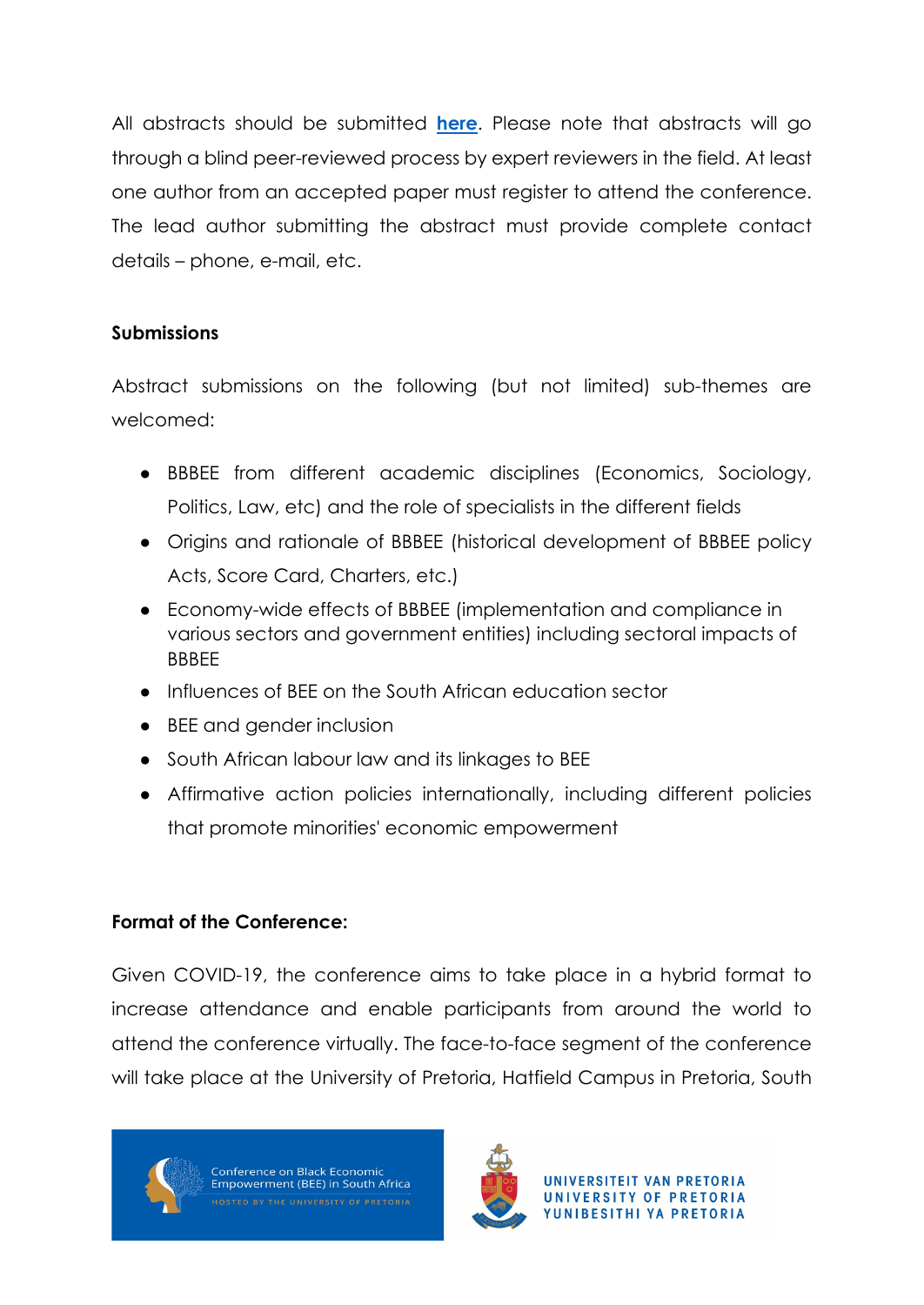All abstracts should be submitted **here**. Please note that abstracts will go through a blind peer-reviewed process by expert reviewers in the field. At least one author from an accepted paper must register to attend the conference. The lead author submitting the abstract must provide complete contact details – phone, e-mail, etc.

**Submissions**

Abstract submissions on the following (but not limited) sub-themes are welcomed:

- BBBEE from different academic disciplines (Economics, Sociology, Politics, Law, etc) and the role of specialists in the different fields
- Origins and rationale of BBBEE (historical development of BBBEE policy Acts, Score Card, Charters, etc.)
- Economy-wide effects of BBBEE (implementation and compliance in various sectors and government entities) including sectoral impacts of BBBEE
- Influences of BEE on the South African education sector
- BEE and gender inclusion
- South African labour law and its linkages to BEE
- Affirmative action policies internationally, including different policies that promote minorities' economic empowerment

**Format of the Conference:**

Given COVID-19, the conference aims to take place in a hybrid format to increase attendance and enable participants from around the world to attend the conference virtually. The face-to-face segment of the conference will take place at the University of Pretoria, Hatfield Campus in Pretoria, South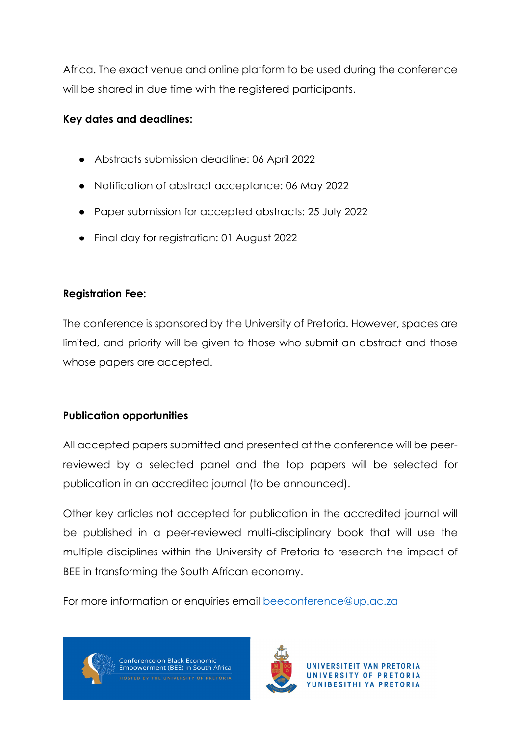Africa. The exact venue and online platform to be used during the conference will be shared in due time with the registered participants.

**Key dates and deadlines:**

- Abstracts submission deadline: 06 April 2022
- Notification of abstract acceptance: 06 May 2022
- Paper submission for accepted abstracts: 25 July 2022
- Final day for registration: 01 August 2022

**Registration Fee:**

The conference is sponsored by the University of Pretoria. However, spaces are limited, and priority will be given to those who submit an abstract and those whose papers are accepted.

**Publication opportunities**

All accepted papers submitted and presented at the conference will be peer-reviewed by a selected panel and the top papers will be selected for publication in an accredited journal (to be announced).

Other key articles not accepted for publication in the accredited journal will be published in a peer-reviewed multi-disciplinary book that will use the multiple disciplines within the University of Pretoria to research the impact of BEE in transforming the South African economy.

For more information or enquiries email beeconference@up.ac.za

Conference on Black Economic Empowerment (BEE) in South Africa
HOSTED BY THE UNIVERSITY OF PRETORIA

UNIVERSITEIT VAN PRETORIA
UNIVERSITY OF PRETORIA
YUNIBESITHI YA PRETORIA